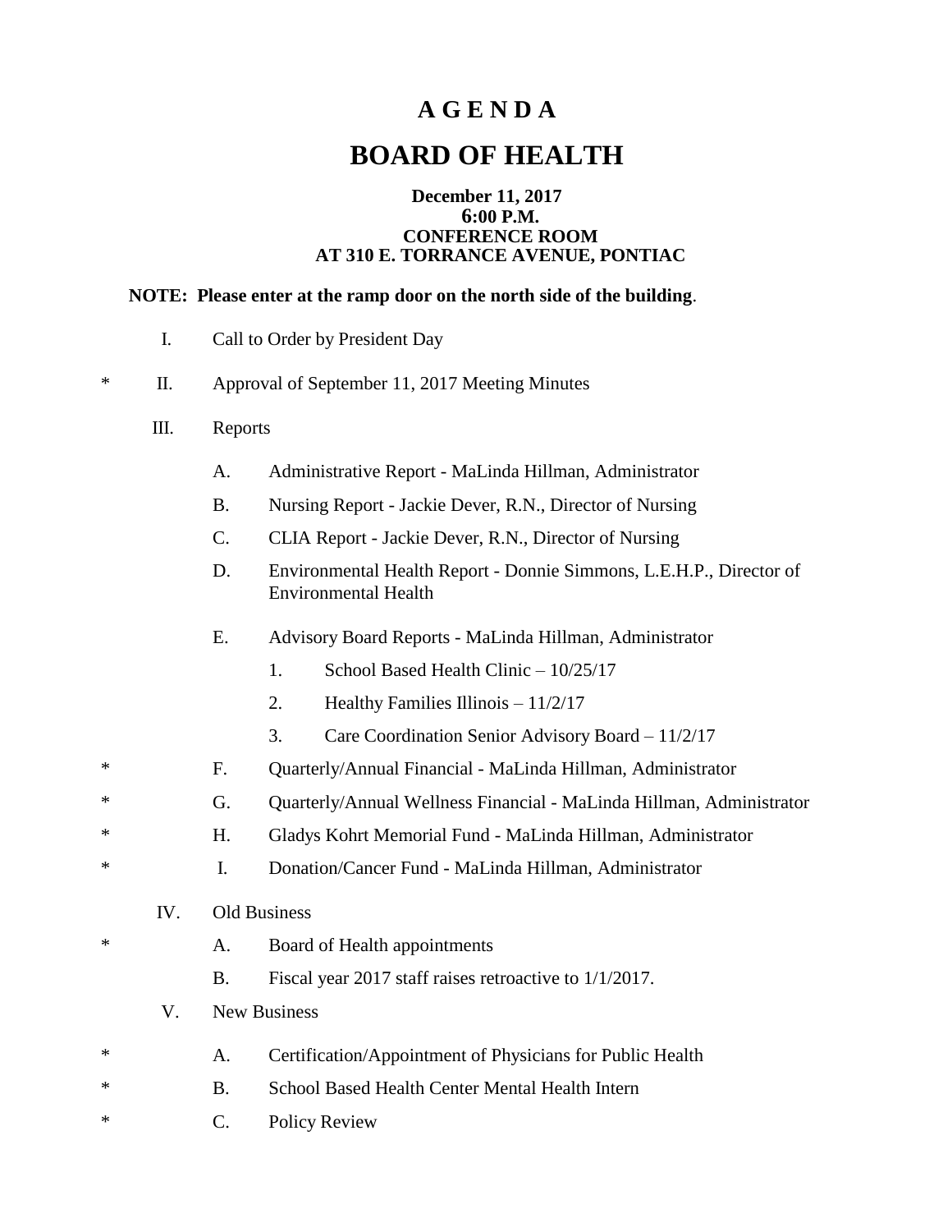# A G E N D A

# BOARD OF HEALTH

**December 11, 2017**
**6:00 P.M.**
**CONFERENCE ROOM**
**AT 310 E. TORRANCE AVENUE, PONTIAC**

**NOTE: Please enter at the ramp door on the north side of the building**.

I. Call to Order by President Day

\* II. Approval of September 11, 2017 Meeting Minutes

III. Reports

- A. Administrative Report - MaLinda Hillman, Administrator
- B. Nursing Report - Jackie Dever, R.N., Director of Nursing
- C. CLIA Report - Jackie Dever, R.N., Director of Nursing
- D. Environmental Health Report - Donnie Simmons, L.E.H.P., Director of Environmental Health
- E. Advisory Board Reports - MaLinda Hillman, Administrator
  1. School Based Health Clinic – 10/25/17
  2. Healthy Families Illinois – 11/2/17
  3. Care Coordination Senior Advisory Board – 11/2/17
- \* F. Quarterly/Annual Financial - MaLinda Hillman, Administrator
- \* G. Quarterly/Annual Wellness Financial - MaLinda Hillman, Administrator
- \* H. Gladys Kohrt Memorial Fund - MaLinda Hillman, Administrator
- \* I. Donation/Cancer Fund - MaLinda Hillman, Administrator

IV. Old Business

- \* A. Board of Health appointments
- B. Fiscal year 2017 staff raises retroactive to 1/1/2017.

V. New Business

- \* A. Certification/Appointment of Physicians for Public Health
- \* B. School Based Health Center Mental Health Intern
- \* C. Policy Review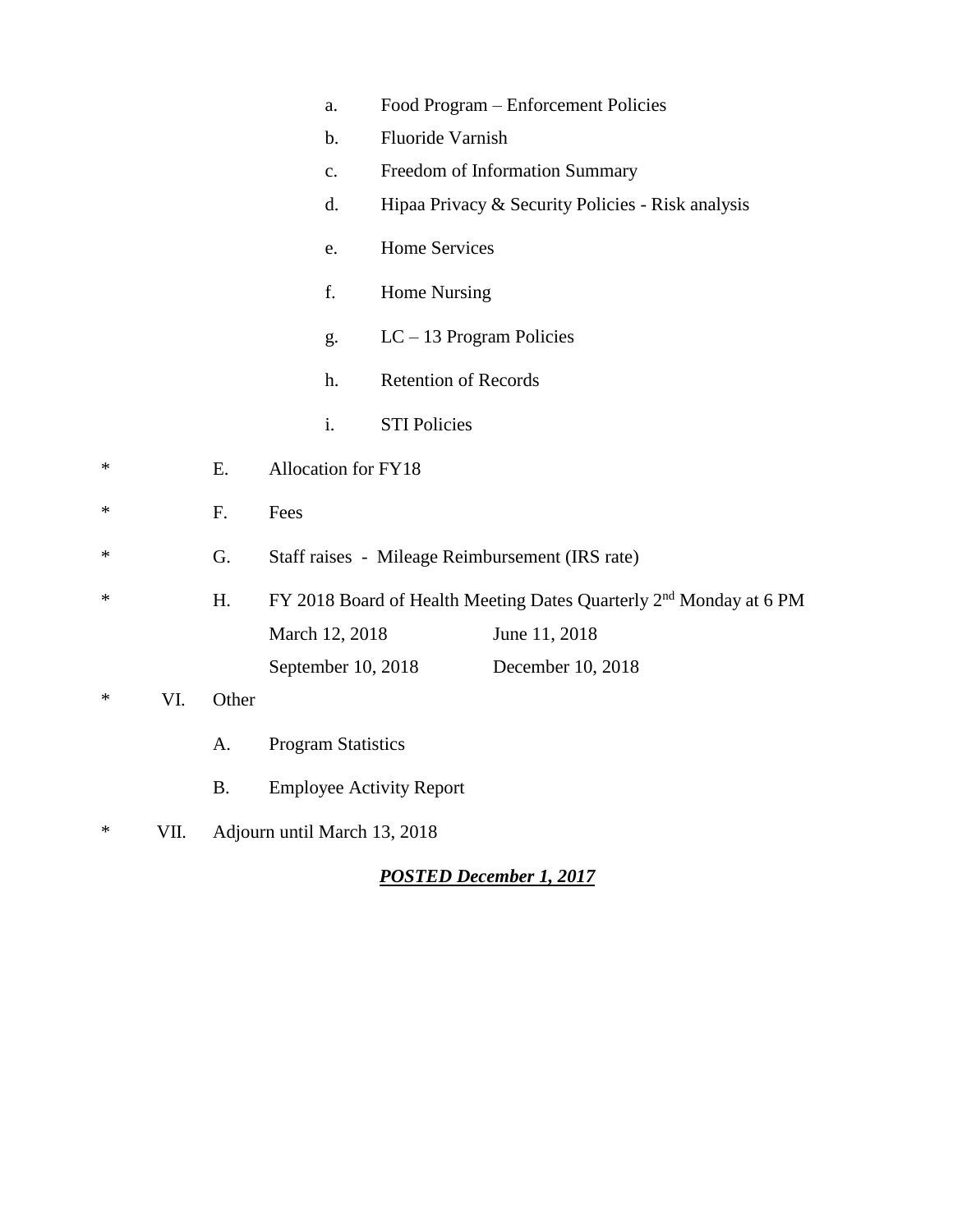a. Food Program – Enforcement Policies

b. Fluoride Varnish

c. Freedom of Information Summary

d. Hipaa Privacy & Security Policies - Risk analysis

e. Home Services

f. Home Nursing

g. LC – 13 Program Policies

h. Retention of Records

i. STI Policies

\* E. Allocation for FY18

\* F. Fees

\* G. Staff raises - Mileage Reimbursement (IRS rate)

\* H. FY 2018 Board of Health Meeting Dates Quarterly 2nd Monday at 6 PM

March 12, 2018 June 11, 2018

September 10, 2018 December 10, 2018

\* VI. Other

A. Program Statistics

B. Employee Activity Report

\* VII. Adjourn until March 13, 2018

***POSTED December 1, 2017***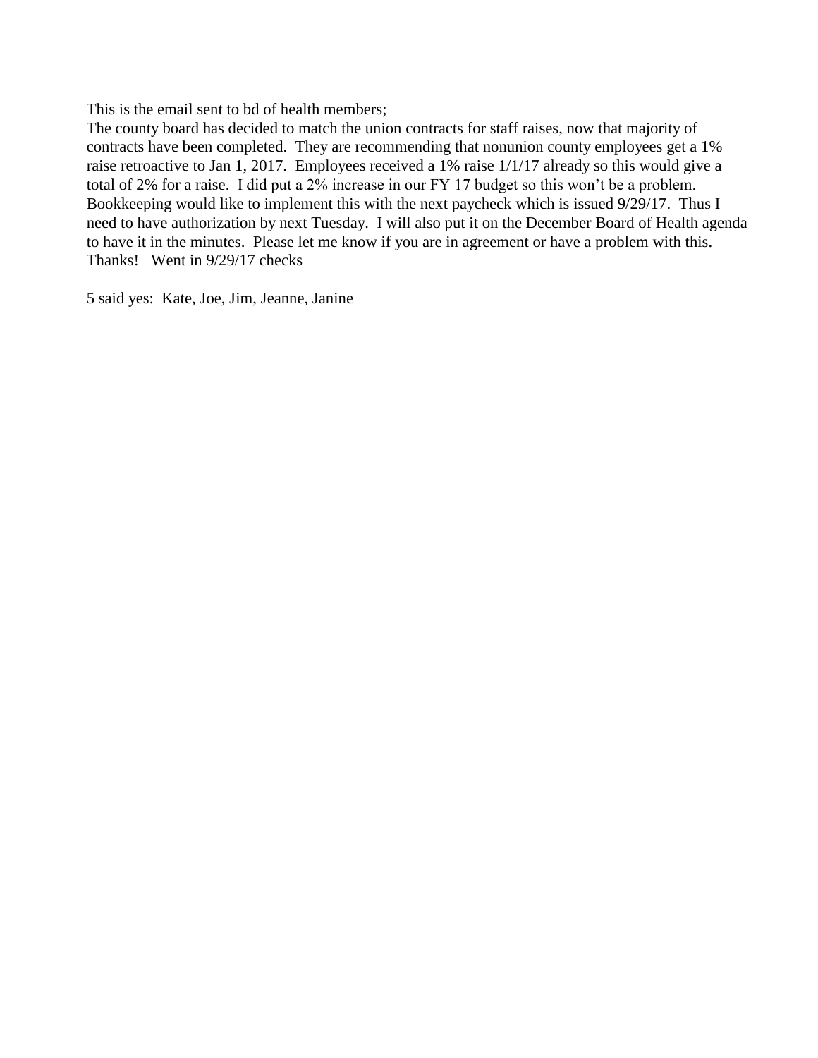This is the email sent to bd of health members;
The county board has decided to match the union contracts for staff raises, now that majority of contracts have been completed. They are recommending that nonunion county employees get a 1% raise retroactive to Jan 1, 2017. Employees received a 1% raise 1/1/17 already so this would give a total of 2% for a raise. I did put a 2% increase in our FY 17 budget so this won't be a problem. Bookkeeping would like to implement this with the next paycheck which is issued 9/29/17. Thus I need to have authorization by next Tuesday. I will also put it on the December Board of Health agenda to have it in the minutes. Please let me know if you are in agreement or have a problem with this. Thanks! Went in 9/29/17 checks

5 said yes: Kate, Joe, Jim, Jeanne, Janine